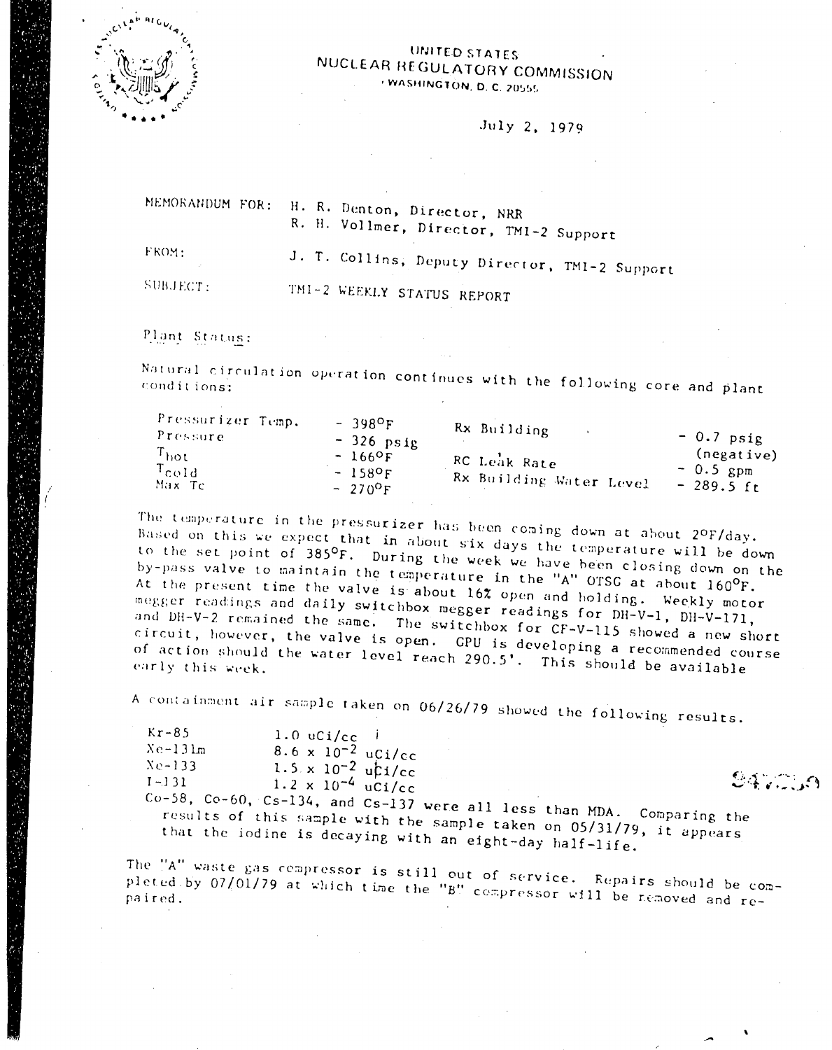UNITED STATES
NUCLEAR REGULATORY COMMISSION
WASHINGTON, D. C. 20555

July 2, 1979

MEMORANDUM FOR: H. R. Denton, Director, NRR
R. H. Vollmer, Director, TMI-2 Support

FROM: J. T. Collins, Deputy Director, TMI-2 Support

SUBJECT: TMI-2 WEEKLY STATUS REPORT

Plant Status:

Natural circulation operation continues with the following core and plant conditions:

| | | | |
|---|---|---|---|
| Pressurizer Temp. | - 398°F | Rx Building | - 0.7 psig (negative) |
| Pressure | - 326 psig | RC Leak Rate | - 0.5 gpm |
| $T_{hot}$ | - 166°F | Rx Building Water Level | - 289.5 ft |
| $T_{cold}$ | - 158°F | | |
| Max Tc | - 270°F | | |

The temperature in the pressurizer has been coming down at about 2°F/day. Based on this we expect that in about six days the temperature will be down to the set point of 385°F. During the week we have been closing down on the by-pass valve to maintain the temperature in the "A" OTSG at about 160°F. At the present time the valve is about 16% open and holding. Weekly motor megger readings and daily switchbox megger readings for DH-V-1, DH-V-171, and DH-V-2 remained the same. The switchbox for CF-V-115 showed a new short circuit, however, the valve is open. GPU is developing a recommended course of action should the water level reach 290.5'. This should be available early this week.

A containment air sample taken on 06/26/79 showed the following results.

| | |
|---|---|
| Kr-85 | 1.0 uCi/cc |
| Xe-131m | $8.6 \times 10^{-2}$ uCi/cc |
| Xe-133 | $1.5 \times 10^{-2}$ uCi/cc |
| I-131 | $1.2 \times 10^{-4}$ uCi/cc |

Co-58, Co-60, Cs-134, and Cs-137 were all less than MDA. Comparing the results of this sample with the sample taken on 05/31/79, it appears that the iodine is decaying with an eight-day half-life.

The "A" waste gas compressor is still out of service. Repairs should be completed by 07/01/79 at which time the "B" compressor will be removed and repaired.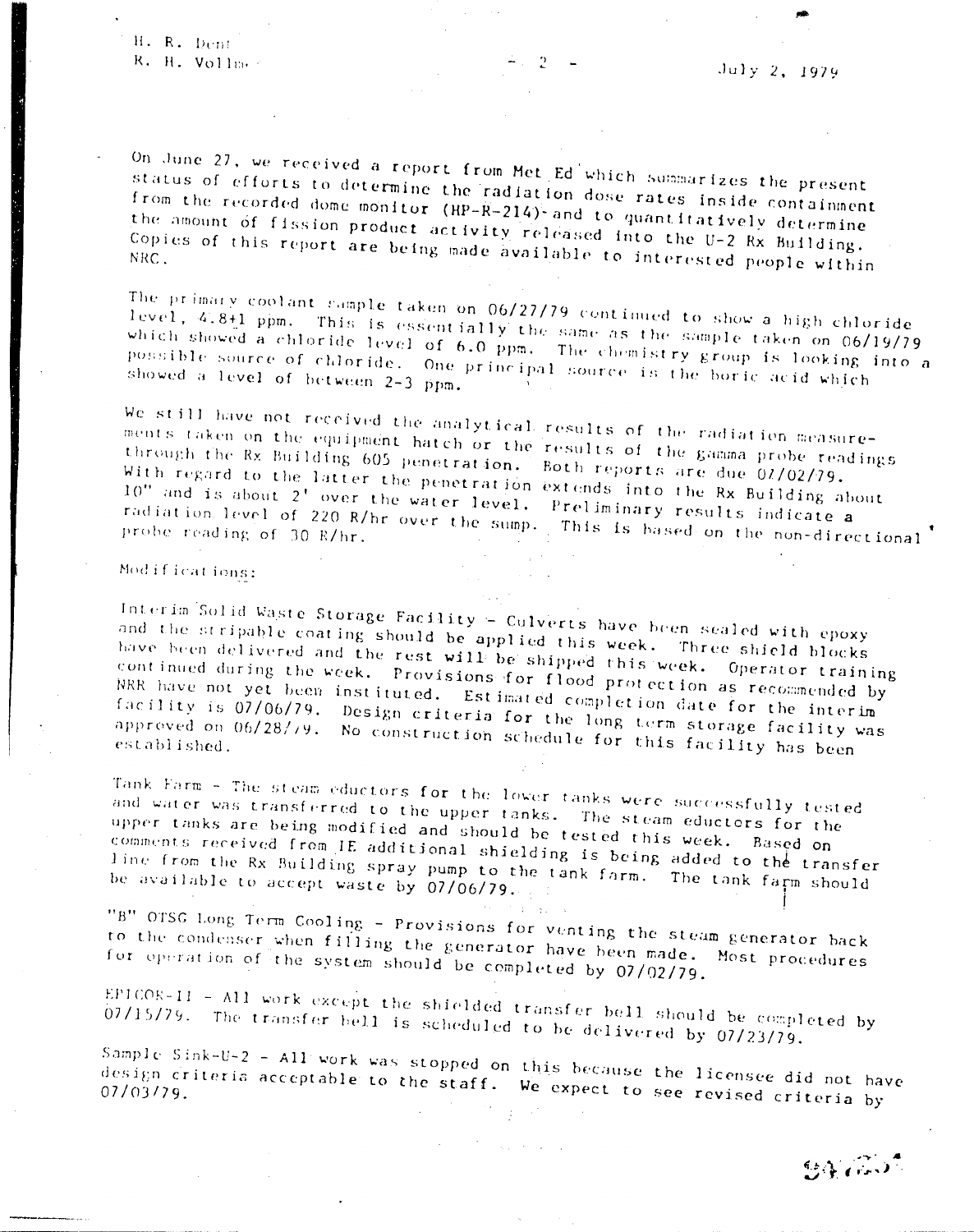H. R. Dent
R. H. Vollmer

July 2, 1979

On June 27, we received a report from Met Ed which summarizes the present status of efforts to determine the radiation dose rates inside containment from the recorded dome monitor (HP-R-214) and to quantitatively determine the amount of fission product activity released into the U-2 Rx Building. Copies of this report are being made available to interested people within NRC.

The primary coolant sample taken on 06/27/79 continued to show a high chloride level, 4.8±1 ppm. This is essentially the same as the sample taken on 06/19/79 which showed a chloride level of 6.0 ppm. The chemistry group is looking into a possible source of chloride. One principal source is the boric acid which showed a level of between 2-3 ppm.

We still have not received the analytical results of the radiation measurements taken on the equipment hatch or the results of the gamma probe readings through the Rx Building 605 penetration. Both reports are due 07/02/79. With regard to the latter the penetration extends into the Rx Building about 10" and is about 2' over the water level. Preliminary results indicate a radiation level of 220 R/hr over the sump. This is based on the non-directional probe reading of 30 R/hr.

Modifications:

Interim Solid Waste Storage Facility - Culverts have been sealed with epoxy and the stripable coating should be applied this week. Three shield blocks have been delivered and the rest will be shipped this week. Operator training continued during the week. Provisions for flood protection as recommended by NRR have not yet been instituted. Estimated completion date for the interim facility is 07/06/79. Design criteria for the long term storage facility was approved on 06/28/79. No construction schedule for this facility has been established.

Tank Farm - The steam eductors for the lower tanks were successfully tested and water was transferred to the upper tanks. The steam eductors for the upper tanks are being modified and should be tested this week. Based on comments received from IE additional shielding is being added to the transfer line from the Rx Building spray pump to the tank farm. The tank farm should be available to accept waste by 07/06/79.

"B" OTSG Long Term Cooling - Provisions for venting the steam generator back to the condenser when filling the generator have been made. Most procedures for operation of the system should be completed by 07/02/79.

EPICOR-II - All work except the shielded transfer bell should be completed by 07/15/79. The transfer bell is scheduled to be delivered by 07/23/79.

Sample Sink-U-2 - All work was stopped on this because the licensee did not have design criteria acceptable to the staff. We expect to see revised criteria by 07/03/79.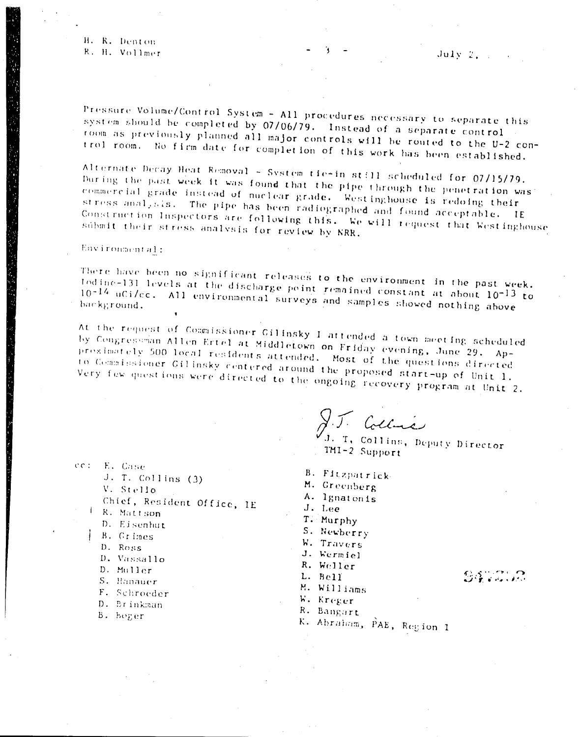H. R. Denton
R. H. Vollmer

July 2,

Pressure Volume/Control System - All procedures necessary to separate this system should be completed by 07/06/79. Instead of a separate control room as previously planned all major controls will be routed to the U-2 control room. No firm date for completion of this work has been established.

Alternate Decay Heat Removal - System tie-in still scheduled for 07/15/79. During the past week it was found that the pipe through the penetration was commercial grade instead of nuclear grade. Westinghouse is redoing their stress analysis. The pipe has been radiographed and found acceptable. IE Construction Inspectors are following this. We will request that Westinghouse submit their stress analysis for review by NRR.

Environmental:

There have been no significant releases to the environment in the past week. Iodine-131 levels at the discharge point remained constant at about $10^{-13}$ to $10^{-14}$ uCi/cc. All environmental surveys and samples showed nothing above background.

At the request of Commissioner Gilinsky I attended a town meeting scheduled by Congressman Allen Ertel at Middletown on Friday evening, June 29. Approximately 500 local residents attended. Most of the questions directed to Commissioner Gilinsky centered around the proposed start-up of Unit 1. Very few questions were directed to the ongoing recovery program at Unit 2.

J. T. Collins

J. T. Collins, Deputy Director
TMI-2 Support

cc:
- E. Case
- J. T. Collins (3)
- V. Stello
- Chief, Resident Office, IE
- R. Mattson
- D. Eisenhut
- B. Grimes
- D. Ross
- D. Vassallo
- D. Muller
- S. Hanauer
- F. Schroeder
- D. Brinkman
- B. Boger
- B. Fitzpatrick
- M. Greenberg
- A. Ignatonis
- J. Lee
- T. Murphy
- S. Newberry
- W. Travers
- J. Wermiel
- R. Weller
- L. Bell
- M. Williams
- W. Kreger
- R. Bangart
- K. Abraham, PAE, Region I